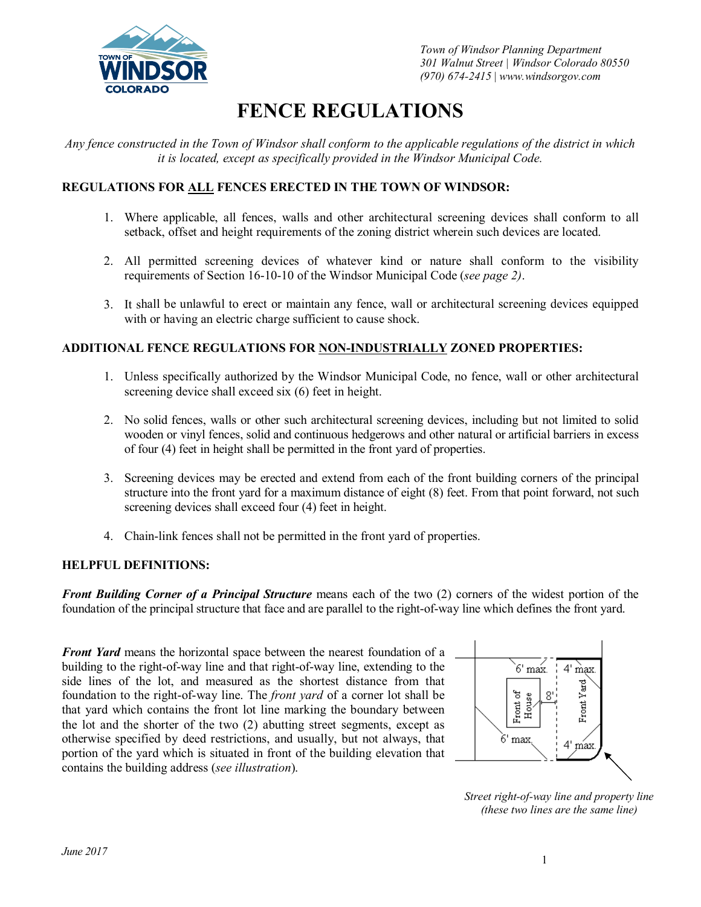Town of Windsor Planning Department
301 Walnut Street | Windsor Colorado 80550
(970) 674-2415 | www.windsorgov.com

# FENCE REGULATIONS

*Any fence constructed in the Town of Windsor shall conform to the applicable regulations of the district in which it is located, except as specifically provided in the Windsor Municipal Code.*

## REGULATIONS FOR ALL FENCES ERECTED IN THE TOWN OF WINDSOR:

1. Where applicable, all fences, walls and other architectural screening devices shall conform to all setback, offset and height requirements of the zoning district wherein such devices are located.
2. All permitted screening devices of whatever kind or nature shall conform to the visibility requirements of Section 16-10-10 of the Windsor Municipal Code (*see page 2)*.
3. It shall be unlawful to erect or maintain any fence, wall or architectural screening devices equipped with or having an electric charge sufficient to cause shock.

## ADDITIONAL FENCE REGULATIONS FOR NON-INDUSTRIALLY ZONED PROPERTIES:

1. Unless specifically authorized by the Windsor Municipal Code, no fence, wall or other architectural screening device shall exceed six (6) feet in height.
2. No solid fences, walls or other such architectural screening devices, including but not limited to solid wooden or vinyl fences, solid and continuous hedgerows and other natural or artificial barriers in excess of four (4) feet in height shall be permitted in the front yard of properties.
3. Screening devices may be erected and extend from each of the front building corners of the principal structure into the front yard for a maximum distance of eight (8) feet. From that point forward, not such screening devices shall exceed four (4) feet in height.
4. Chain-link fences shall not be permitted in the front yard of properties.

## HELPFUL DEFINITIONS:

***Front Building Corner of a Principal Structure*** means each of the two (2) corners of the widest portion of the foundation of the principal structure that face and are parallel to the right-of-way line which defines the front yard.

***Front Yard*** means the horizontal space between the nearest foundation of a building to the right-of-way line and that right-of-way line, extending to the side lines of the lot, and measured as the shortest distance from that foundation to the right-of-way line. The *front yard* of a corner lot shall be that yard which contains the front lot line marking the boundary between the lot and the shorter of the two (2) abutting street segments, except as otherwise specified by deed restrictions, and usually, but not always, that portion of the yard which is situated in front of the building elevation that contains the building address (*see illustration*).

6' max. | 4' max. | Front of House | 8' | Front Yard | 6' max. | 4' max.

*Street right-of-way line and property line (these two lines are the same line)*

*June 2017*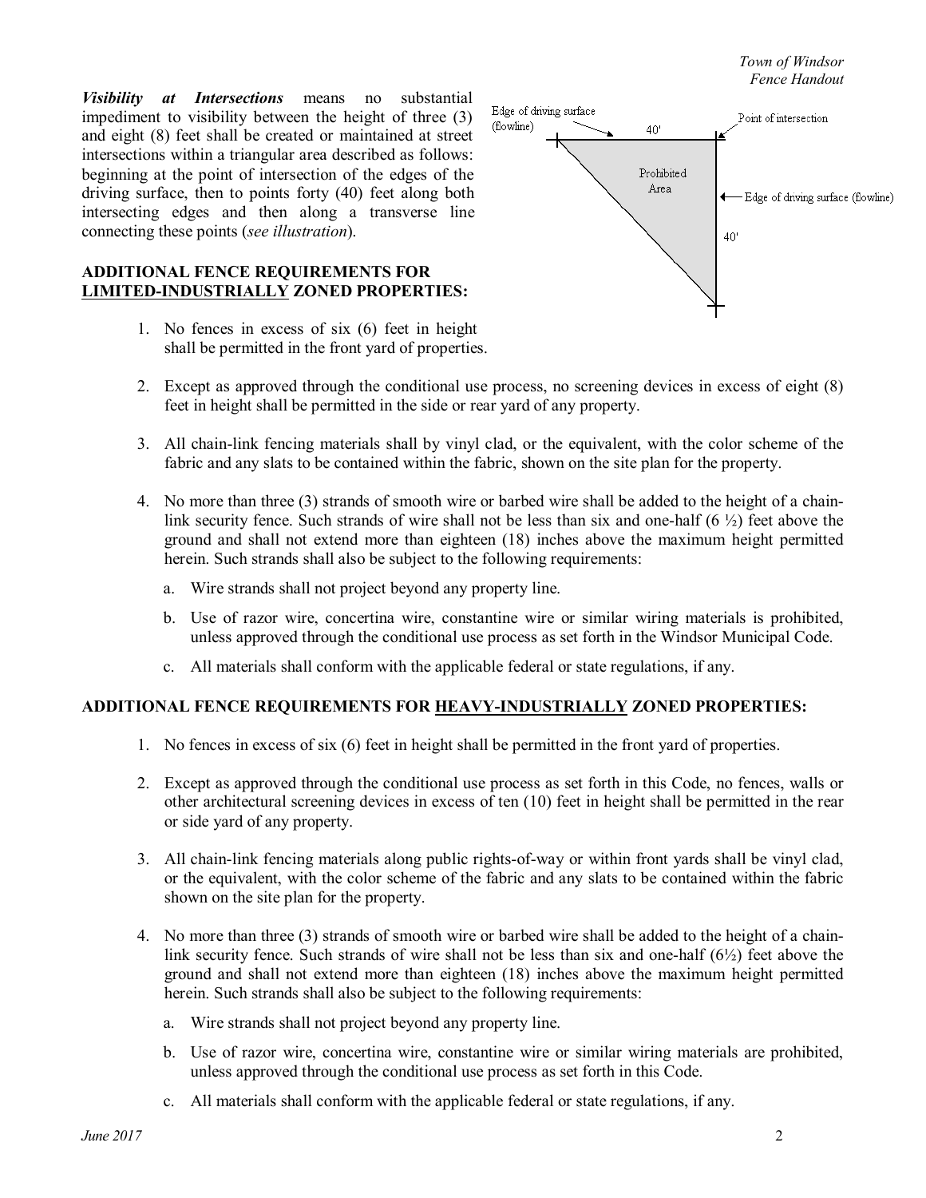***Visibility at Intersections*** means no substantial impediment to visibility between the height of three (3) and eight (8) feet shall be created or maintained at street intersections within a triangular area described as follows: beginning at the point of intersection of the edges of the driving surface, then to points forty (40) feet along both intersecting edges and then along a transverse line connecting these points (*see illustration*).

Edge of driving surface (flowline)

40'

Point of intersection

Prohibited Area

Edge of driving surface (flowline)

40'

**ADDITIONAL FENCE REQUIREMENTS FOR <u>LIMITED-INDUSTRIALLY</u> ZONED PROPERTIES:**

1. No fences in excess of six (6) feet in height shall be permitted in the front yard of properties.
2. Except as approved through the conditional use process, no screening devices in excess of eight (8) feet in height shall be permitted in the side or rear yard of any property.
3. All chain-link fencing materials shall by vinyl clad, or the equivalent, with the color scheme of the fabric and any slats to be contained within the fabric, shown on the site plan for the property.
4. No more than three (3) strands of smooth wire or barbed wire shall be added to the height of a chain-link security fence. Such strands of wire shall not be less than six and one-half (6 ½) feet above the ground and shall not extend more than eighteen (18) inches above the maximum height permitted herein. Such strands shall also be subject to the following requirements:
   a. Wire strands shall not project beyond any property line.
   b. Use of razor wire, concertina wire, constantine wire or similar wiring materials is prohibited, unless approved through the conditional use process as set forth in the Windsor Municipal Code.
   c. All materials shall conform with the applicable federal or state regulations, if any.

**ADDITIONAL FENCE REQUIREMENTS FOR <u>HEAVY-INDUSTRIALLY</u> ZONED PROPERTIES:**

1. No fences in excess of six (6) feet in height shall be permitted in the front yard of properties.
2. Except as approved through the conditional use process as set forth in this Code, no fences, walls or other architectural screening devices in excess of ten (10) feet in height shall be permitted in the rear or side yard of any property.
3. All chain-link fencing materials along public rights-of-way or within front yards shall be vinyl clad, or the equivalent, with the color scheme of the fabric and any slats to be contained within the fabric shown on the site plan for the property.
4. No more than three (3) strands of smooth wire or barbed wire shall be added to the height of a chain-link security fence. Such strands of wire shall not be less than six and one-half (6½) feet above the ground and shall not extend more than eighteen (18) inches above the maximum height permitted herein. Such strands shall also be subject to the following requirements:
   a. Wire strands shall not project beyond any property line.
   b. Use of razor wire, concertina wire, constantine wire or similar wiring materials are prohibited, unless approved through the conditional use process as set forth in this Code.
   c. All materials shall conform with the applicable federal or state regulations, if any.